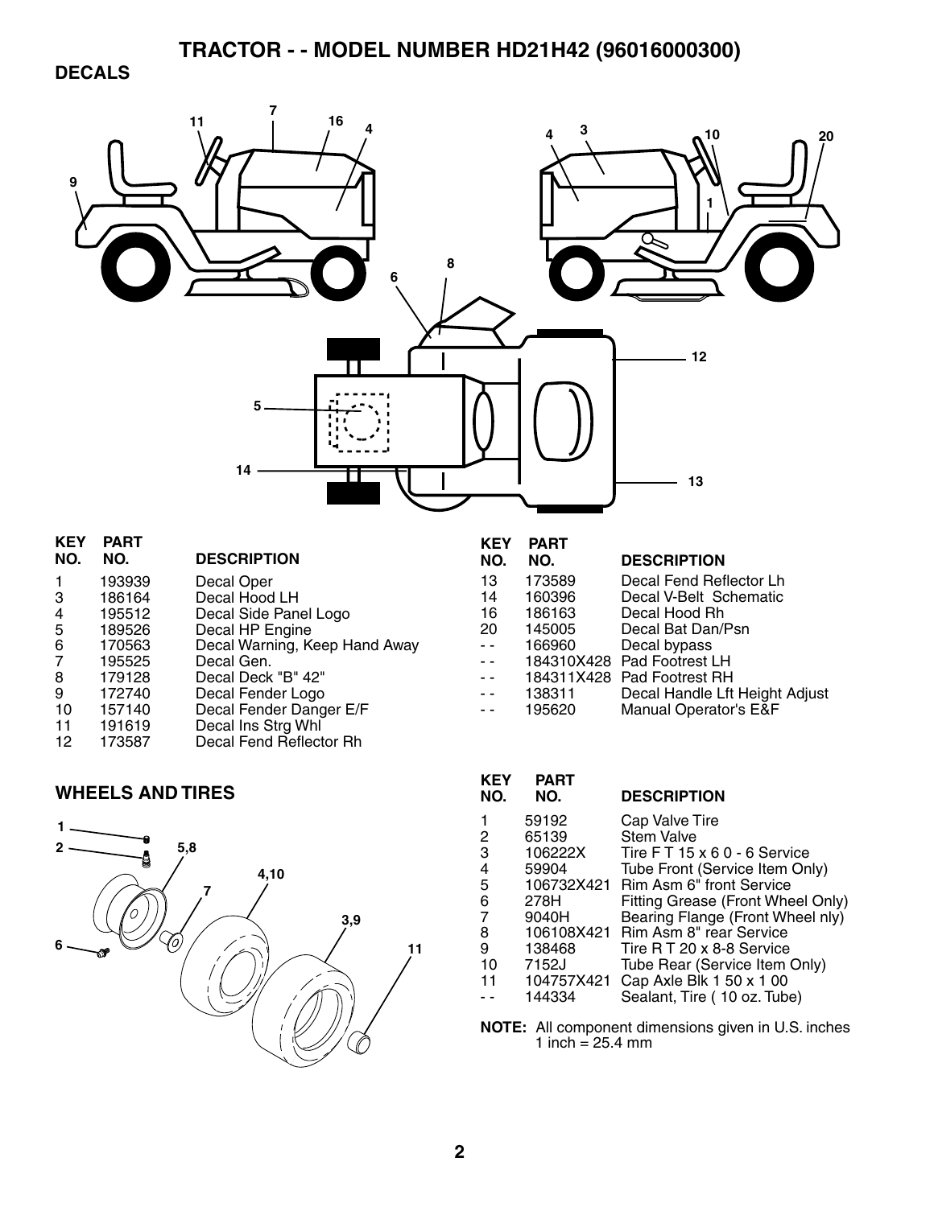# TRACTOR - - MODEL NUMBER HD21H42 (96016000300)

## DECALS

| KEY NO. | PART NO. | DESCRIPTION |
|---|---|---|
| 1 | 193939 | Decal Oper |
| 3 | 186164 | Decal Hood LH |
| 4 | 195512 | Decal Side Panel Logo |
| 5 | 189526 | Decal HP Engine |
| 6 | 170563 | Decal Warning, Keep Hand Away |
| 7 | 195525 | Decal Gen. |
| 8 | 179128 | Decal Deck "B" 42" |
| 9 | 172740 | Decal Fender Logo |
| 10 | 157140 | Decal Fender Danger E/F |
| 11 | 191619 | Decal Ins Strg Whl |
| 12 | 173587 | Decal Fend Reflector Rh |
| 13 | 173589 | Decal Fend Reflector Lh |
| 14 | 160396 | Decal V-Belt Schematic |
| 16 | 186163 | Decal Hood Rh |
| 20 | 145005 | Decal Bat Dan/Psn |
| - - | 166960 | Decal bypass |
| - - | 184310X428 | Pad Footrest LH |
| - - | 184311X428 | Pad Footrest RH |
| - - | 138311 | Decal Handle Lft Height Adjust |
| - - | 195620 | Manual Operator's E&F |

## WHEELS AND TIRES

| KEY NO. | PART NO. | DESCRIPTION |
|---|---|---|
| 1 | 59192 | Cap Valve Tire |
| 2 | 65139 | Stem Valve |
| 3 | 106222X | Tire F T 15 x 6 0 - 6 Service |
| 4 | 59904 | Tube Front (Service Item Only) |
| 5 | 106732X421 | Rim Asm 6" front Service |
| 6 | 278H | Fitting Grease (Front Wheel Only) |
| 7 | 9040H | Bearing Flange (Front Wheel nly) |
| 8 | 106108X421 | Rim Asm 8" rear Service |
| 9 | 138468 | Tire R T 20 x 8-8 Service |
| 10 | 7152J | Tube Rear (Service Item Only) |
| 11 | 104757X421 | Cap Axle Blk 1 50 x 1 00 |
| - - | 144334 | Sealant, Tire ( 10 oz. Tube) |

**NOTE:** All component dimensions given in U.S. inches
1 inch = 25.4 mm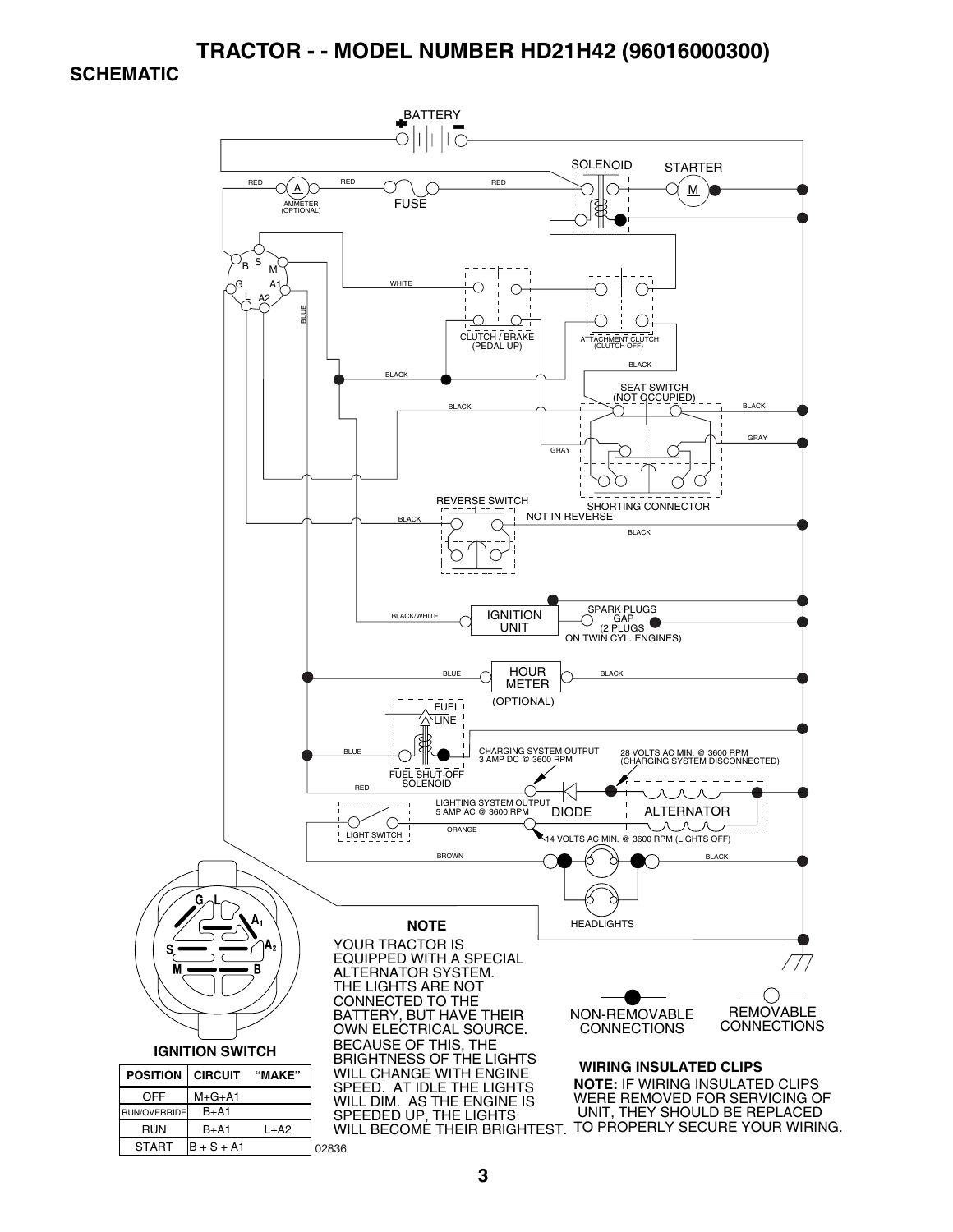# TRACTOR - - MODEL NUMBER HD21H42 (96016000300)

## SCHEMATIC

BATTERY

SOLENOID

STARTER

RED

AMMETER (OPTIONAL)

FUSE

WHITE

CLUTCH / BRAKE (PEDAL UP)

ATTACHMENT CLUTCH (CLUTCH OFF)

BLUE

BLACK

SEAT SWITCH (NOT OCCUPIED)

GRAY

SHORTING CONNECTOR

REVERSE SWITCH

NOT IN REVERSE

BLACK/WHITE

IGNITION UNIT

SPARK PLUGS GAP (2 PLUGS ON TWIN CYL. ENGINES)

HOUR METER (OPTIONAL)

FUEL LINE

FUEL SHUT-OFF SOLENOID

CHARGING SYSTEM OUTPUT 3 AMP DC @ 3600 RPM

28 VOLTS AC MIN. @ 3600 RPM (CHARGING SYSTEM DISCONNECTED)

LIGHTING SYSTEM OUTPUT 5 AMP AC @ 3600 RPM

DIODE

ALTERNATOR

LIGHT SWITCH

ORANGE

14 VOLTS AC MIN. @ 3600 RPM (LIGHTS OFF)

BROWN

HEADLIGHTS

### NOTE

YOUR TRACTOR IS EQUIPPED WITH A SPECIAL ALTERNATOR SYSTEM. THE LIGHTS ARE NOT CONNECTED TO THE BATTERY, BUT HAVE THEIR OWN ELECTRICAL SOURCE. BECAUSE OF THIS, THE BRIGHTNESS OF THE LIGHTS WILL CHANGE WITH ENGINE SPEED. AT IDLE THE LIGHTS WILL DIM. AS THE ENGINE IS SPEEDED UP, THE LIGHTS WILL BECOME THEIR BRIGHTEST.

NON-REMOVABLE CONNECTIONS

REMOVABLE CONNECTIONS

**WIRING INSULATED CLIPS**

**NOTE:** IF WIRING INSULATED CLIPS WERE REMOVED FOR SERVICING OF UNIT, THEY SHOULD BE REPLACED TO PROPERLY SECURE YOUR WIRING.

**IGNITION SWITCH**

| POSITION | CIRCUIT | "MAKE" |
|---|---|---|
| OFF | M+G+A1 | |
| RUN/OVERRIDE | B+A1 | |
| RUN | B+A1 | L+A2 |
| START | B + S + A1 | |

02836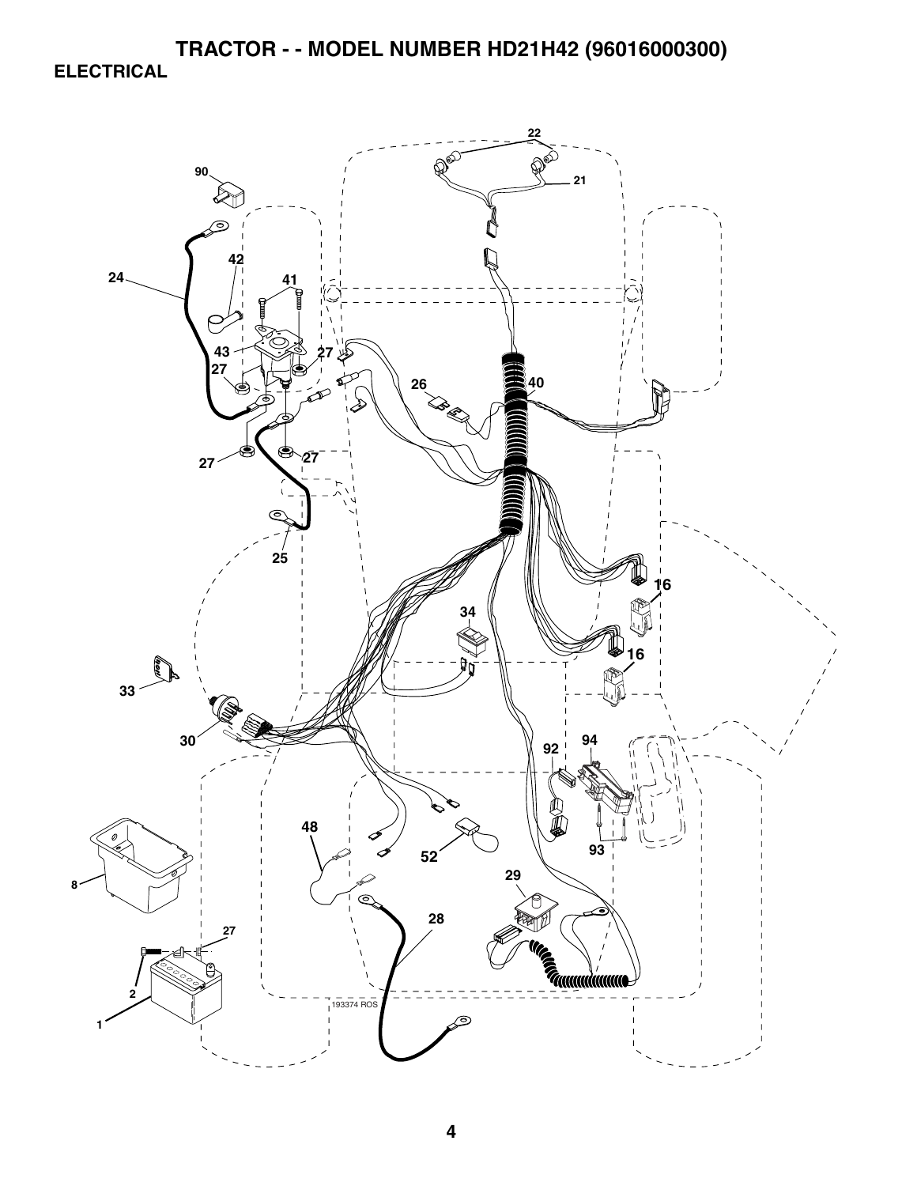# TRACTOR - - MODEL NUMBER HD21H42 (96016000300)

## ELECTRICAL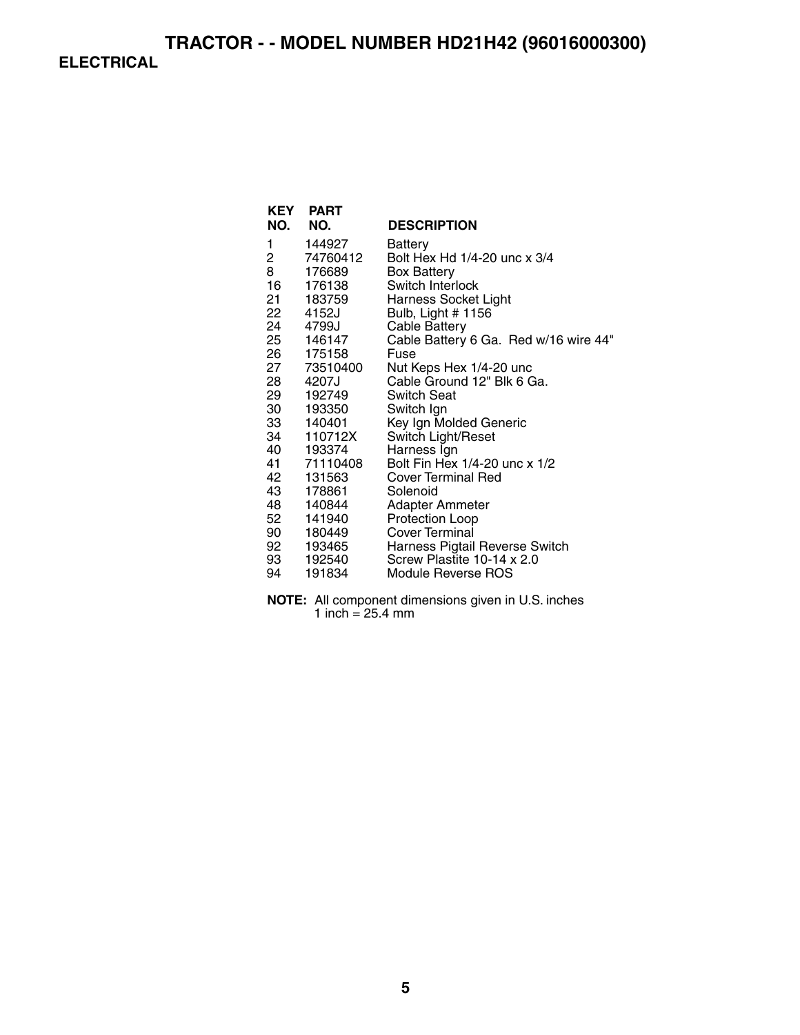# TRACTOR - - MODEL NUMBER HD21H42 (96016000300)

## ELECTRICAL

| KEY NO. | PART NO. | DESCRIPTION |
|---|---|---|
| 1 | 144927 | Battery |
| 2 | 74760412 | Bolt Hex Hd 1/4-20 unc x 3/4 |
| 8 | 176689 | Box Battery |
| 16 | 176138 | Switch Interlock |
| 21 | 183759 | Harness Socket Light |
| 22 | 4152J | Bulb, Light # 1156 |
| 24 | 4799J | Cable Battery |
| 25 | 146147 | Cable Battery 6 Ga. Red w/16 wire 44" |
| 26 | 175158 | Fuse |
| 27 | 73510400 | Nut Keps Hex 1/4-20 unc |
| 28 | 4207J | Cable Ground 12" Blk 6 Ga. |
| 29 | 192749 | Switch Seat |
| 30 | 193350 | Switch Ign |
| 33 | 140401 | Key Ign Molded Generic |
| 34 | 110712X | Switch Light/Reset |
| 40 | 193374 | Harness Ign |
| 41 | 71110408 | Bolt Fin Hex 1/4-20 unc x 1/2 |
| 42 | 131563 | Cover Terminal Red |
| 43 | 178861 | Solenoid |
| 48 | 140844 | Adapter Ammeter |
| 52 | 141940 | Protection Loop |
| 90 | 180449 | Cover Terminal |
| 92 | 193465 | Harness Pigtail Reverse Switch |
| 93 | 192540 | Screw Plastite 10-14 x 2.0 |
| 94 | 191834 | Module Reverse ROS |

**NOTE:** All component dimensions given in U.S. inches
1 inch = 25.4 mm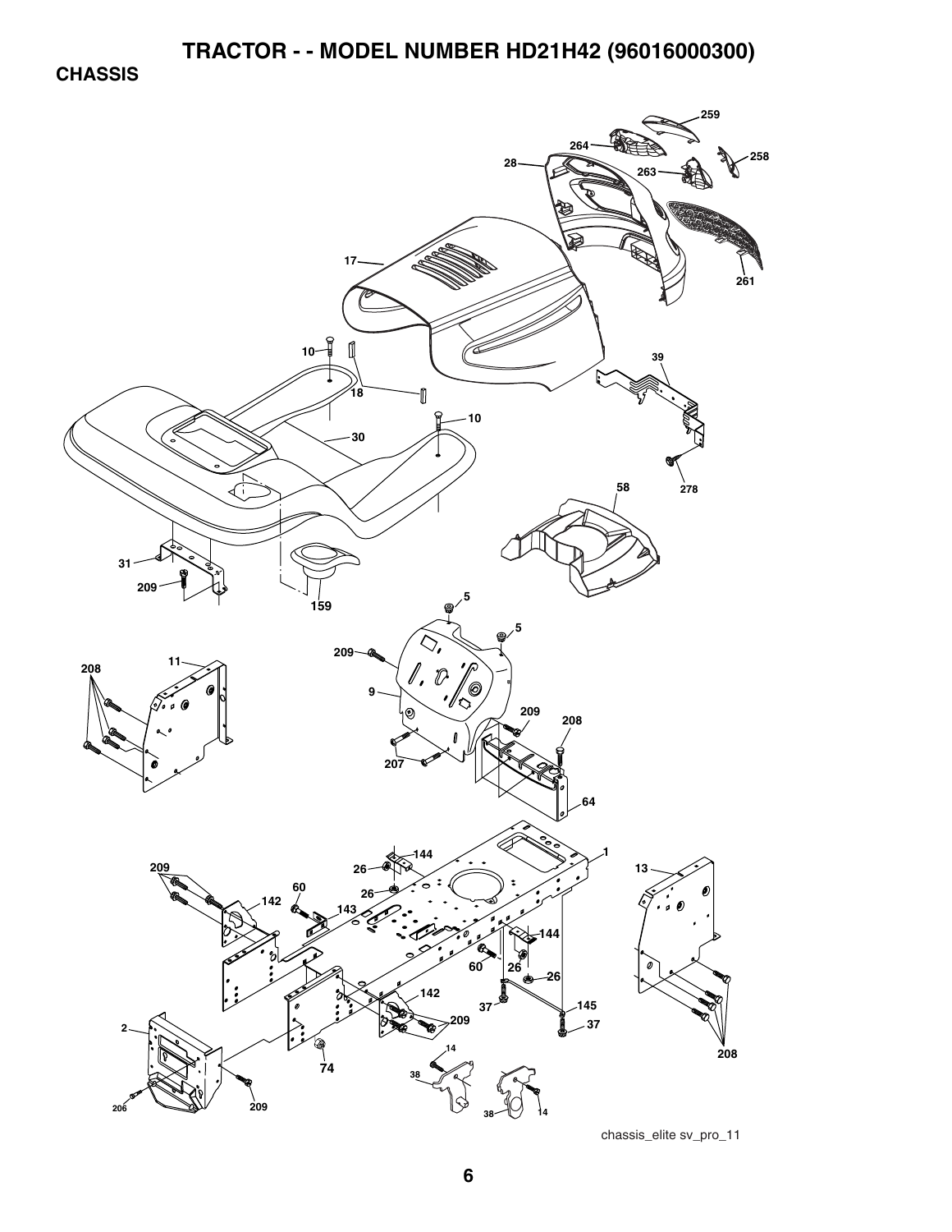# TRACTOR - - MODEL NUMBER HD21H42 (96016000300)

## CHASSIS

259
264
258
28
263
17
261
10
39
18
10
30
278
58
31
209
159
5
5
209
11
208
9
209
208
207
64
1
144
209
26
13
60
26
142
143
144
60
26
26
142
37
145
209
2
37
74
14
208
38
206
209
38
14

chassis_elite sv_pro_11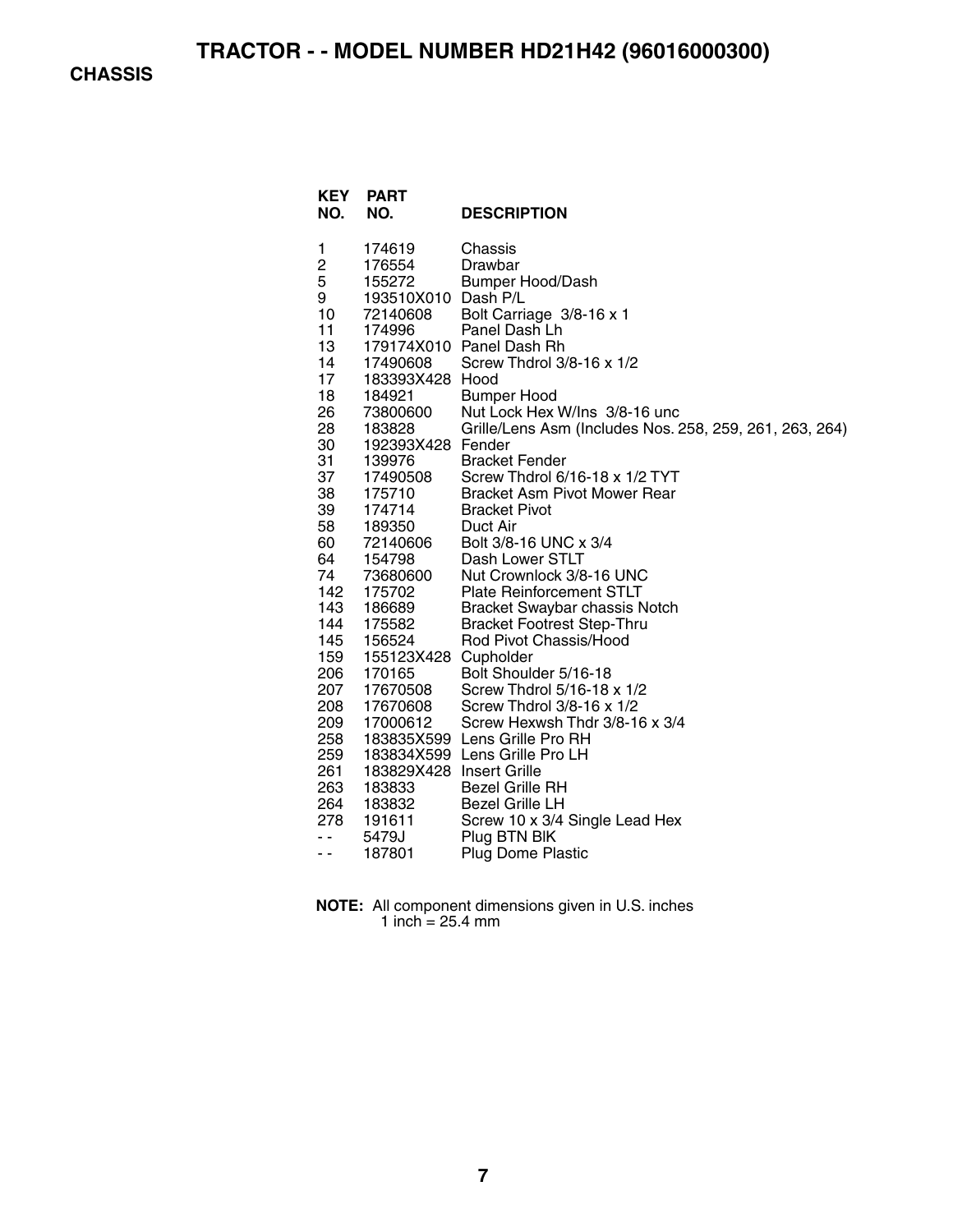# TRACTOR - - MODEL NUMBER HD21H42 (96016000300)

## CHASSIS

| KEY NO. | PART NO. | DESCRIPTION |
|---|---|---|
| 1 | 174619 | Chassis |
| 2 | 176554 | Drawbar |
| 5 | 155272 | Bumper Hood/Dash |
| 9 | 193510X010 | Dash P/L |
| 10 | 72140608 | Bolt Carriage 3/8-16 x 1 |
| 11 | 174996 | Panel Dash Lh |
| 13 | 179174X010 | Panel Dash Rh |
| 14 | 17490608 | Screw Thdrol 3/8-16 x 1/2 |
| 17 | 183393X428 | Hood |
| 18 | 184921 | Bumper Hood |
| 26 | 73800600 | Nut Lock Hex W/Ins 3/8-16 unc |
| 28 | 183828 | Grille/Lens Asm (Includes Nos. 258, 259, 261, 263, 264) |
| 30 | 192393X428 | Fender |
| 31 | 139976 | Bracket Fender |
| 37 | 17490508 | Screw Thdrol 6/16-18 x 1/2 TYT |
| 38 | 175710 | Bracket Asm Pivot Mower Rear |
| 39 | 174714 | Bracket Pivot |
| 58 | 189350 | Duct Air |
| 60 | 72140606 | Bolt 3/8-16 UNC x 3/4 |
| 64 | 154798 | Dash Lower STLT |
| 74 | 73680600 | Nut Crownlock 3/8-16 UNC |
| 142 | 175702 | Plate Reinforcement STLT |
| 143 | 186689 | Bracket Swaybar chassis Notch |
| 144 | 175582 | Bracket Footrest Step-Thru |
| 145 | 156524 | Rod Pivot Chassis/Hood |
| 159 | 155123X428 | Cupholder |
| 206 | 170165 | Bolt Shoulder 5/16-18 |
| 207 | 17670508 | Screw Thdrol 5/16-18 x 1/2 |
| 208 | 17670608 | Screw Thdrol 3/8-16 x 1/2 |
| 209 | 17000612 | Screw Hexwsh Thdr 3/8-16 x 3/4 |
| 258 | 183835X599 | Lens Grille Pro RH |
| 259 | 183834X599 | Lens Grille Pro LH |
| 261 | 183829X428 | Insert Grille |
| 263 | 183833 | Bezel Grille RH |
| 264 | 183832 | Bezel Grille LH |
| 278 | 191611 | Screw 10 x 3/4 Single Lead Hex |
| - - | 5479J | Plug BTN BIK |
| - - | 187801 | Plug Dome Plastic |

**NOTE:** All component dimensions given in U.S. inches
1 inch = 25.4 mm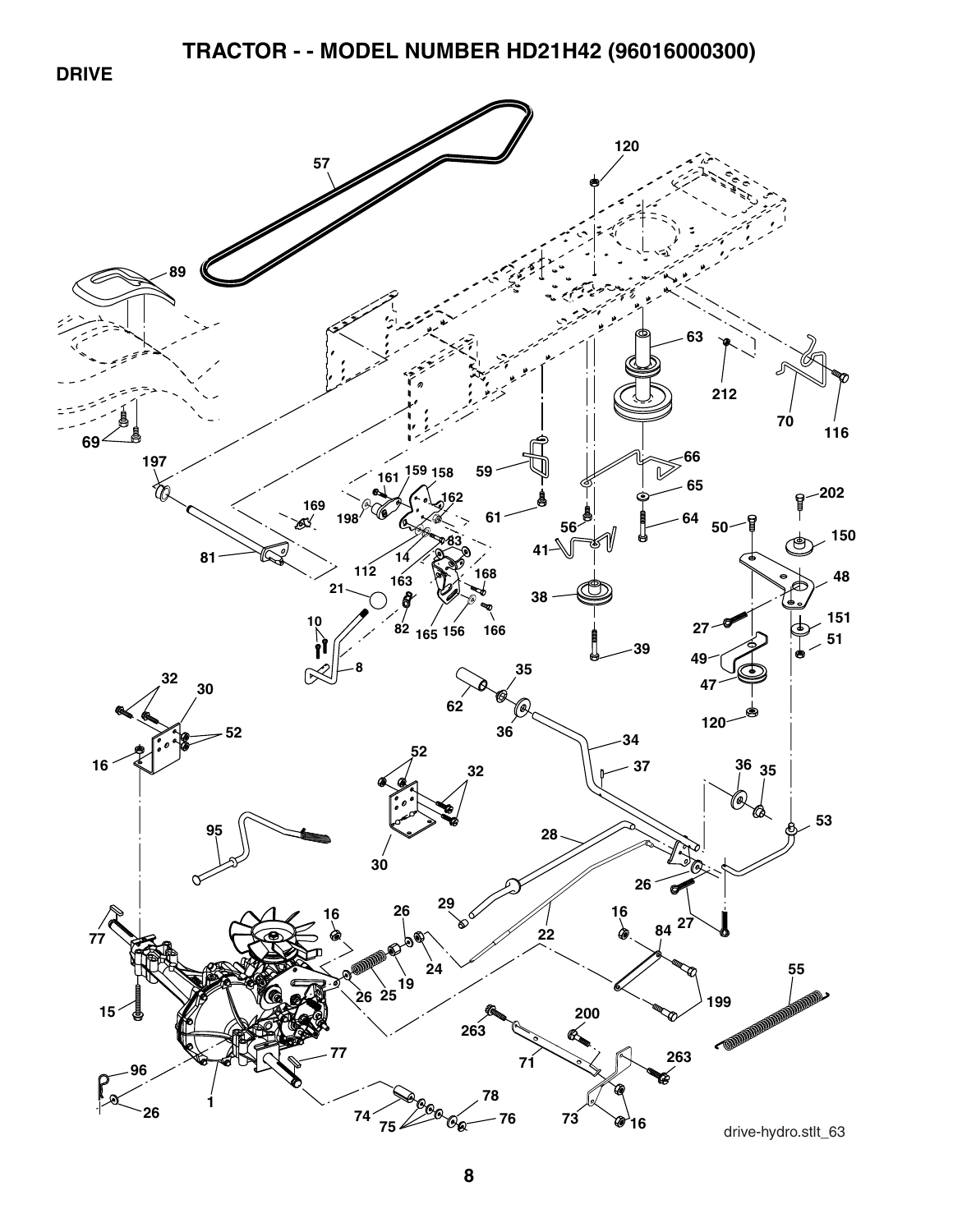# TRACTOR - - MODEL NUMBER HD21H42 (96016000300)

## DRIVE

drive-hydro.stlt_63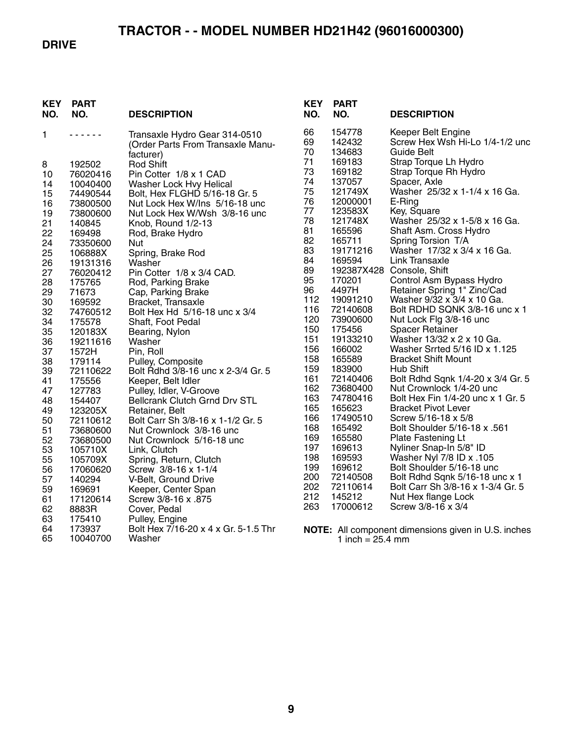# TRACTOR - - MODEL NUMBER HD21H42 (96016000300)

## DRIVE

| KEY NO. | PART NO. | DESCRIPTION |
|---|---|---|
| 1 | - - - - - - | Transaxle Hydro Gear 314-0510 (Order Parts From Transaxle Manufacturer) |
| 8 | 192502 | Rod Shift |
| 10 | 76020416 | Pin Cotter 1/8 x 1 CAD |
| 14 | 10040400 | Washer Lock Hvy Helical |
| 15 | 74490544 | Bolt, Hex FLGHD 5/16-18 Gr. 5 |
| 16 | 73800500 | Nut Lock Hex W/Ins 5/16-18 unc |
| 19 | 73800600 | Nut Lock Hex W/Wsh 3/8-16 unc |
| 21 | 140845 | Knob, Round 1/2-13 |
| 22 | 169498 | Rod, Brake Hydro |
| 24 | 73350600 | Nut |
| 25 | 106888X | Spring, Brake Rod |
| 26 | 19131316 | Washer |
| 27 | 76020412 | Pin Cotter 1/8 x 3/4 CAD. |
| 28 | 175765 | Rod, Parking Brake |
| 29 | 71673 | Cap, Parking Brake |
| 30 | 169592 | Bracket, Transaxle |
| 32 | 74760512 | Bolt Hex Hd 5/16-18 unc x 3/4 |
| 34 | 175578 | Shaft, Foot Pedal |
| 35 | 120183X | Bearing, Nylon |
| 36 | 19211616 | Washer |
| 37 | 1572H | Pin, Roll |
| 38 | 179114 | Pulley, Composite |
| 39 | 72110622 | Bolt Rdhd 3/8-16 unc x 2-3/4 Gr. 5 |
| 41 | 175556 | Keeper, Belt Idler |
| 47 | 127783 | Pulley, Idler, V-Groove |
| 48 | 154407 | Bellcrank Clutch Grnd Drv STL |
| 49 | 123205X | Retainer, Belt |
| 50 | 72110612 | Bolt Carr Sh 3/8-16 x 1-1/2 Gr. 5 |
| 51 | 73680600 | Nut Crownlock 3/8-16 unc |
| 52 | 73680500 | Nut Crownlock 5/16-18 unc |
| 53 | 105710X | Link, Clutch |
| 55 | 105709X | Spring, Return, Clutch |
| 56 | 17060620 | Screw 3/8-16 x 1-1/4 |
| 57 | 140294 | V-Belt, Ground Drive |
| 59 | 169691 | Keeper, Center Span |
| 61 | 17120614 | Screw 3/8-16 x .875 |
| 62 | 8883R | Cover, Pedal |
| 63 | 175410 | Pulley, Engine |
| 64 | 173937 | Bolt Hex 7/16-20 x 4 x Gr. 5-1.5 Thr |
| 65 | 10040700 | Washer |
| 66 | 154778 | Keeper Belt Engine |
| 69 | 142432 | Screw Hex Wsh Hi-Lo 1/4-1/2 unc |
| 70 | 134683 | Guide Belt |
| 71 | 169183 | Strap Torque Lh Hydro |
| 73 | 169182 | Strap Torque Rh Hydro |
| 74 | 137057 | Spacer, Axle |
| 75 | 121749X | Washer 25/32 x 1-1/4 x 16 Ga. |
| 76 | 12000001 | E-Ring |
| 77 | 123583X | Key, Square |
| 78 | 121748X | Washer 25/32 x 1-5/8 x 16 Ga. |
| 81 | 165596 | Shaft Asm. Cross Hydro |
| 82 | 165711 | Spring Torsion T/A |
| 83 | 19171216 | Washer 17/32 x 3/4 x 16 Ga. |
| 84 | 169594 | Link Transaxle |
| 89 | 192387X428 | Console, Shift |
| 95 | 170201 | Control Asm Bypass Hydro |
| 96 | 4497H | Retainer Spring 1" Zinc/Cad |
| 112 | 19091210 | Washer 9/32 x 3/4 x 10 Ga. |
| 116 | 72140608 | Bolt RDHD SQNK 3/8-16 unc x 1 |
| 120 | 73900600 | Nut Lock Flg 3/8-16 unc |
| 150 | 175456 | Spacer Retainer |
| 151 | 19133210 | Washer 13/32 x 2 x 10 Ga. |
| 156 | 166002 | Washer Srrted 5/16 ID x 1.125 |
| 158 | 165589 | Bracket Shift Mount |
| 159 | 183900 | Hub Shift |
| 161 | 72140406 | Bolt Rdhd Sqnk 1/4-20 x 3/4 Gr. 5 |
| 162 | 73680400 | Nut Crownlock 1/4-20 unc |
| 163 | 74780416 | Bolt Hex Fin 1/4-20 unc x 1 Gr. 5 |
| 165 | 165623 | Bracket Pivot Lever |
| 166 | 17490510 | Screw 5/16-18 x 5/8 |
| 168 | 165492 | Bolt Shoulder 5/16-18 x .561 |
| 169 | 165580 | Plate Fastening Lt |
| 197 | 169613 | Nyliner Snap-In 5/8" ID |
| 198 | 169593 | Washer Nyl 7/8 ID x .105 |
| 199 | 169612 | Bolt Shoulder 5/16-18 unc |
| 200 | 72140508 | Bolt Rdhd Sqnk 5/16-18 unc x 1 |
| 202 | 72110614 | Bolt Carr Sh 3/8-16 x 1-3/4 Gr. 5 |
| 212 | 145212 | Nut Hex flange Lock |
| 263 | 17000612 | Screw 3/8-16 x 3/4 |

**NOTE:** All component dimensions given in U.S. inches
1 inch = 25.4 mm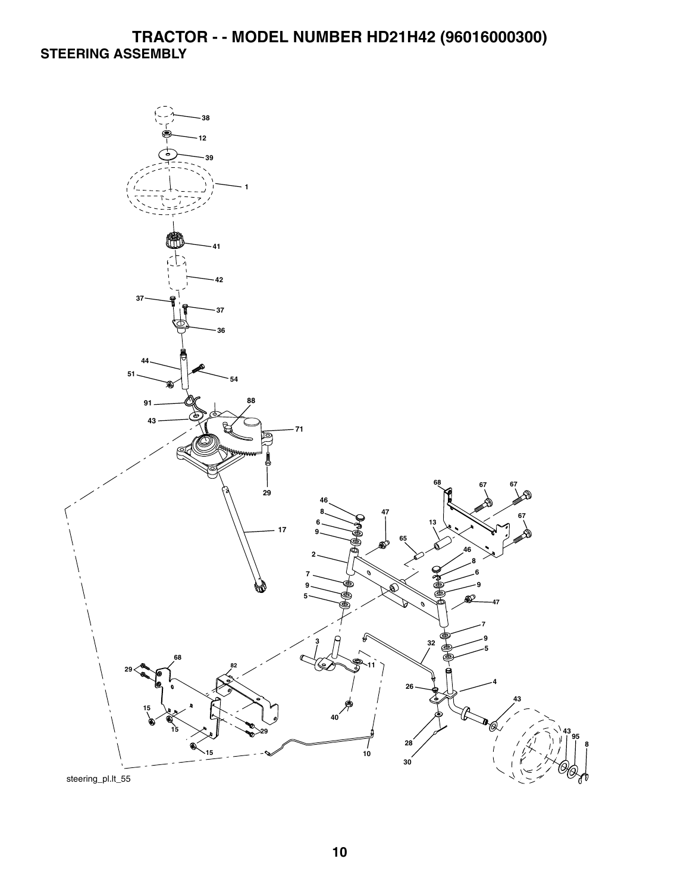# TRACTOR - - MODEL NUMBER HD21H42 (96016000300)

## STEERING ASSEMBLY

38
12
39
1
41
42
37
37
36
44
51
54
91
88
43
71
29
17
68
67
67
46
8
47
6
13
67
9
65
2
46
8
7
6
9
9
5
47
7
3
32
9
5
68
29
82
11
4
26
15
43
40
15
29
43
95
8
28
15
10
30

steering_pl.lt_55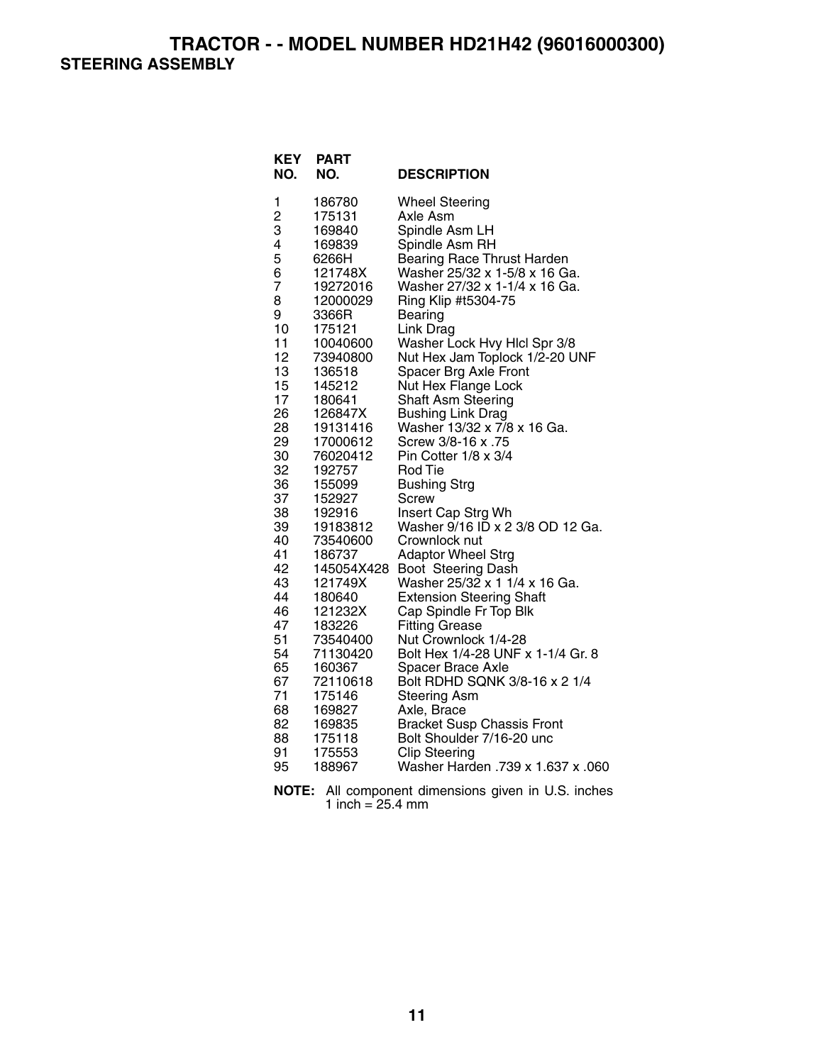# TRACTOR - - MODEL NUMBER HD21H42 (96016000300)

## STEERING ASSEMBLY

| KEY NO. | PART NO. | DESCRIPTION |
|---|---|---|
| 1 | 186780 | Wheel Steering |
| 2 | 175131 | Axle Asm |
| 3 | 169840 | Spindle Asm LH |
| 4 | 169839 | Spindle Asm RH |
| 5 | 6266H | Bearing Race Thrust Harden |
| 6 | 121748X | Washer 25/32 x 1-5/8 x 16 Ga. |
| 7 | 19272016 | Washer 27/32 x 1-1/4 x 16 Ga. |
| 8 | 12000029 | Ring Klip #t5304-75 |
| 9 | 3366R | Bearing |
| 10 | 175121 | Link Drag |
| 11 | 10040600 | Washer Lock Hvy Hlcl Spr 3/8 |
| 12 | 73940800 | Nut Hex Jam Toplock 1/2-20 UNF |
| 13 | 136518 | Spacer Brg Axle Front |
| 15 | 145212 | Nut Hex Flange Lock |
| 17 | 180641 | Shaft Asm Steering |
| 26 | 126847X | Bushing Link Drag |
| 28 | 19131416 | Washer 13/32 x 7/8 x 16 Ga. |
| 29 | 17000612 | Screw 3/8-16 x .75 |
| 30 | 76020412 | Pin Cotter 1/8 x 3/4 |
| 32 | 192757 | Rod Tie |
| 36 | 155099 | Bushing Strg |
| 37 | 152927 | Screw |
| 38 | 192916 | Insert Cap Strg Wh |
| 39 | 19183812 | Washer 9/16 ID x 2 3/8 OD 12 Ga. |
| 40 | 73540600 | Crownlock nut |
| 41 | 186737 | Adaptor Wheel Strg |
| 42 | 145054X428 | Boot Steering Dash |
| 43 | 121749X | Washer 25/32 x 1 1/4 x 16 Ga. |
| 44 | 180640 | Extension Steering Shaft |
| 46 | 121232X | Cap Spindle Fr Top Blk |
| 47 | 183226 | Fitting Grease |
| 51 | 73540400 | Nut Crownlock 1/4-28 |
| 54 | 71130420 | Bolt Hex 1/4-28 UNF x 1-1/4 Gr. 8 |
| 65 | 160367 | Spacer Brace Axle |
| 67 | 72110618 | Bolt RDHD SQNK 3/8-16 x 2 1/4 |
| 71 | 175146 | Steering Asm |
| 68 | 169827 | Axle, Brace |
| 82 | 169835 | Bracket Susp Chassis Front |
| 88 | 175118 | Bolt Shoulder 7/16-20 unc |
| 91 | 175553 | Clip Steering |
| 95 | 188967 | Washer Harden .739 x 1.637 x .060 |

**NOTE:** All component dimensions given in U.S. inches
1 inch = 25.4 mm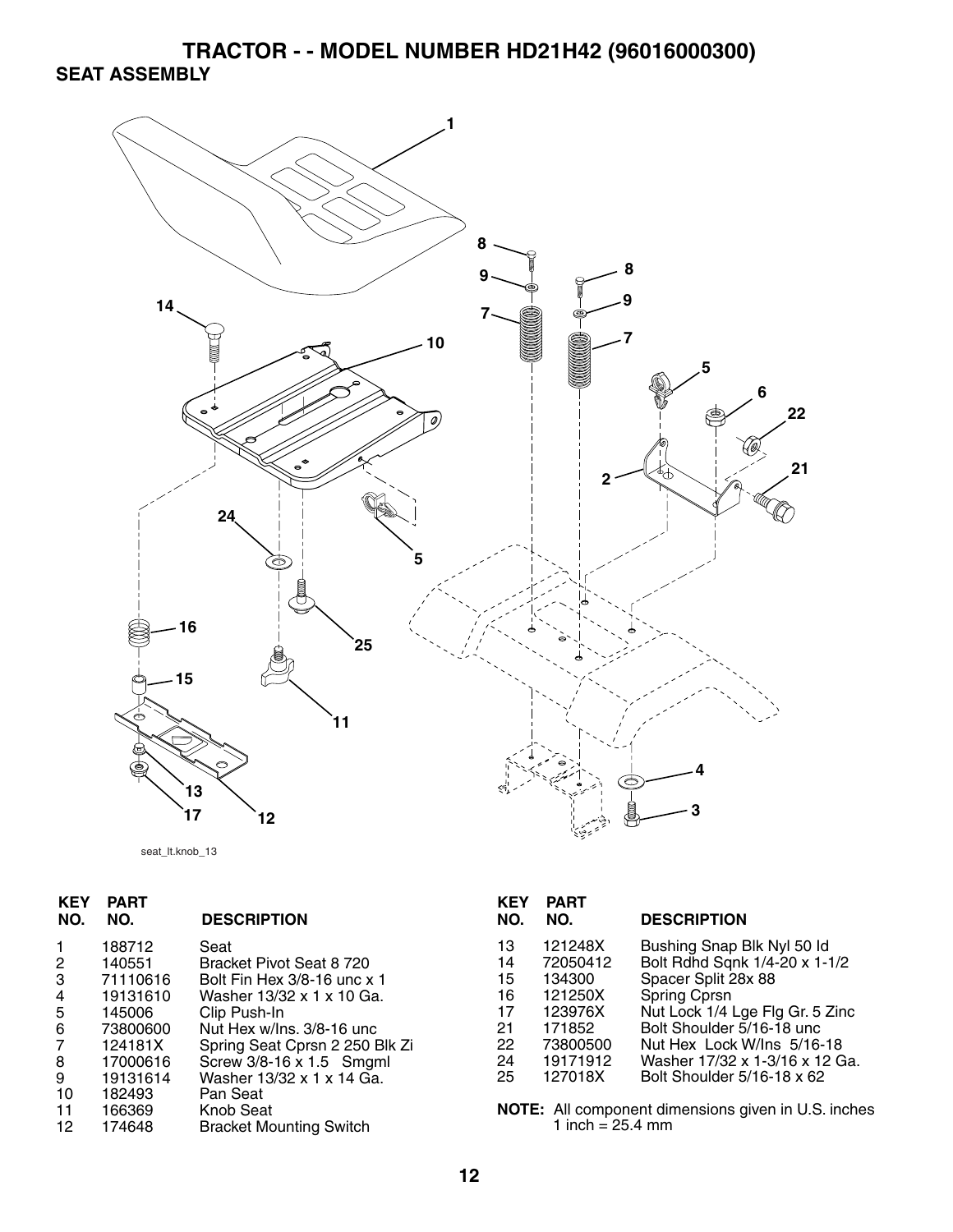# TRACTOR - - MODEL NUMBER HD21H42 (96016000300)

## SEAT ASSEMBLY

seat_lt.knob_13

| KEY NO. | PART NO. | DESCRIPTION |
|---|---|---|
| 1 | 188712 | Seat |
| 2 | 140551 | Bracket Pivot Seat 8 720 |
| 3 | 71110616 | Bolt Fin Hex 3/8-16 unc x 1 |
| 4 | 19131610 | Washer 13/32 x 1 x 10 Ga. |
| 5 | 145006 | Clip Push-In |
| 6 | 73800600 | Nut Hex w/Ins. 3/8-16 unc |
| 7 | 124181X | Spring Seat Cprsn 2 250 Blk Zi |
| 8 | 17000616 | Screw 3/8-16 x 1.5 Smgml |
| 9 | 19131614 | Washer 13/32 x 1 x 14 Ga. |
| 10 | 182493 | Pan Seat |
| 11 | 166369 | Knob Seat |
| 12 | 174648 | Bracket Mounting Switch |
| 13 | 121248X | Bushing Snap Blk Nyl 50 Id |
| 14 | 72050412 | Bolt Rdhd Sqnk 1/4-20 x 1-1/2 |
| 15 | 134300 | Spacer Split 28x 88 |
| 16 | 121250X | Spring Cprsn |
| 17 | 123976X | Nut Lock 1/4 Lge Flg Gr. 5 Zinc |
| 21 | 171852 | Bolt Shoulder 5/16-18 unc |
| 22 | 73800500 | Nut Hex Lock W/Ins 5/16-18 |
| 24 | 19171912 | Washer 17/32 x 1-3/16 x 12 Ga. |
| 25 | 127018X | Bolt Shoulder 5/16-18 x 62 |

**NOTE:** All component dimensions given in U.S. inches
1 inch = 25.4 mm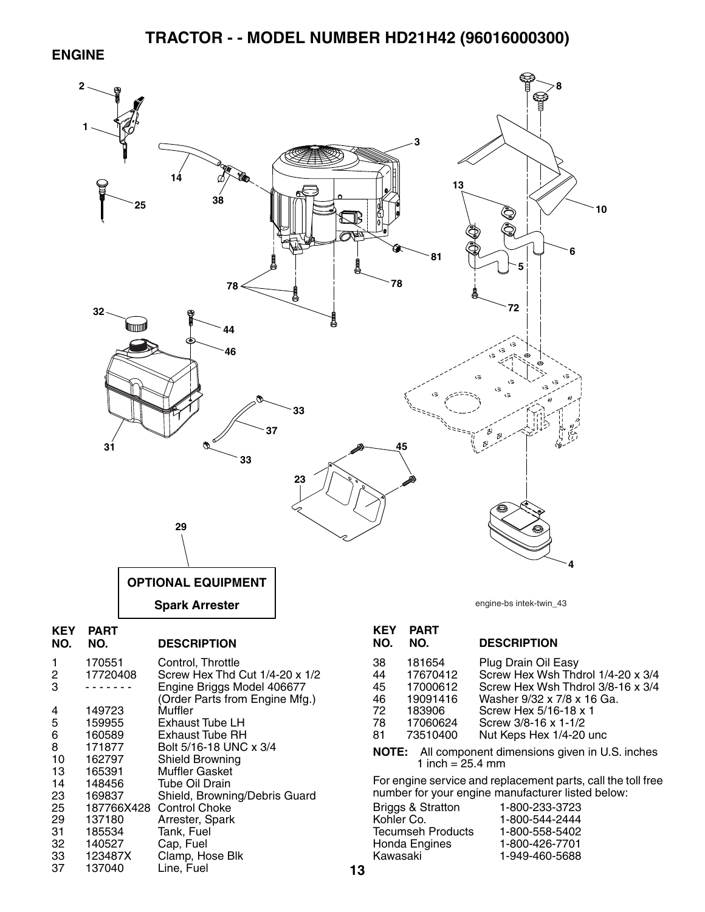# TRACTOR - - MODEL NUMBER HD21H42 (96016000300)

## ENGINE

OPTIONAL EQUIPMENT

Spark Arrester

engine-bs intek-twin_43

| KEY NO. | PART NO. | DESCRIPTION |
|---|---|---|
| 1 | 170551 | Control, Throttle |
| 2 | 17720408 | Screw Hex Thd Cut 1/4-20 x 1/2 |
| 3 | - - - - - - - | Engine Briggs Model 406677 (Order Parts from Engine Mfg.) |
| 4 | 149723 | Muffler |
| 5 | 159955 | Exhaust Tube LH |
| 6 | 160589 | Exhaust Tube RH |
| 8 | 171877 | Bolt 5/16-18 UNC x 3/4 |
| 10 | 162797 | Shield Browning |
| 13 | 165391 | Muffler Gasket |
| 14 | 148456 | Tube Oil Drain |
| 23 | 169837 | Shield, Browning/Debris Guard |
| 25 | 187766X428 | Control Choke |
| 29 | 137180 | Arrester, Spark |
| 31 | 185534 | Tank, Fuel |
| 32 | 140527 | Cap, Fuel |
| 33 | 123487X | Clamp, Hose Blk |
| 37 | 137040 | Line, Fuel |
| 38 | 181654 | Plug Drain Oil Easy |
| 44 | 17670412 | Screw Hex Wsh Thdrol 1/4-20 x 3/4 |
| 45 | 17000612 | Screw Hex Wsh Thdrol 3/8-16 x 3/4 |
| 46 | 19091416 | Washer 9/32 x 7/8 x 16 Ga. |
| 72 | 183906 | Screw Hex 5/16-18 x 1 |
| 78 | 17060624 | Screw 3/8-16 x 1-1/2 |
| 81 | 73510400 | Nut Keps Hex 1/4-20 unc |

**NOTE:** All component dimensions given in U.S. inches
1 inch = 25.4 mm

For engine service and replacement parts, call the toll free number for your engine manufacturer listed below:

| | |
|---|---|
| Briggs & Stratton | 1-800-233-3723 |
| Kohler Co. | 1-800-544-2444 |
| Tecumseh Products | 1-800-558-5402 |
| Honda Engines | 1-800-426-7701 |
| Kawasaki | 1-949-460-5688 |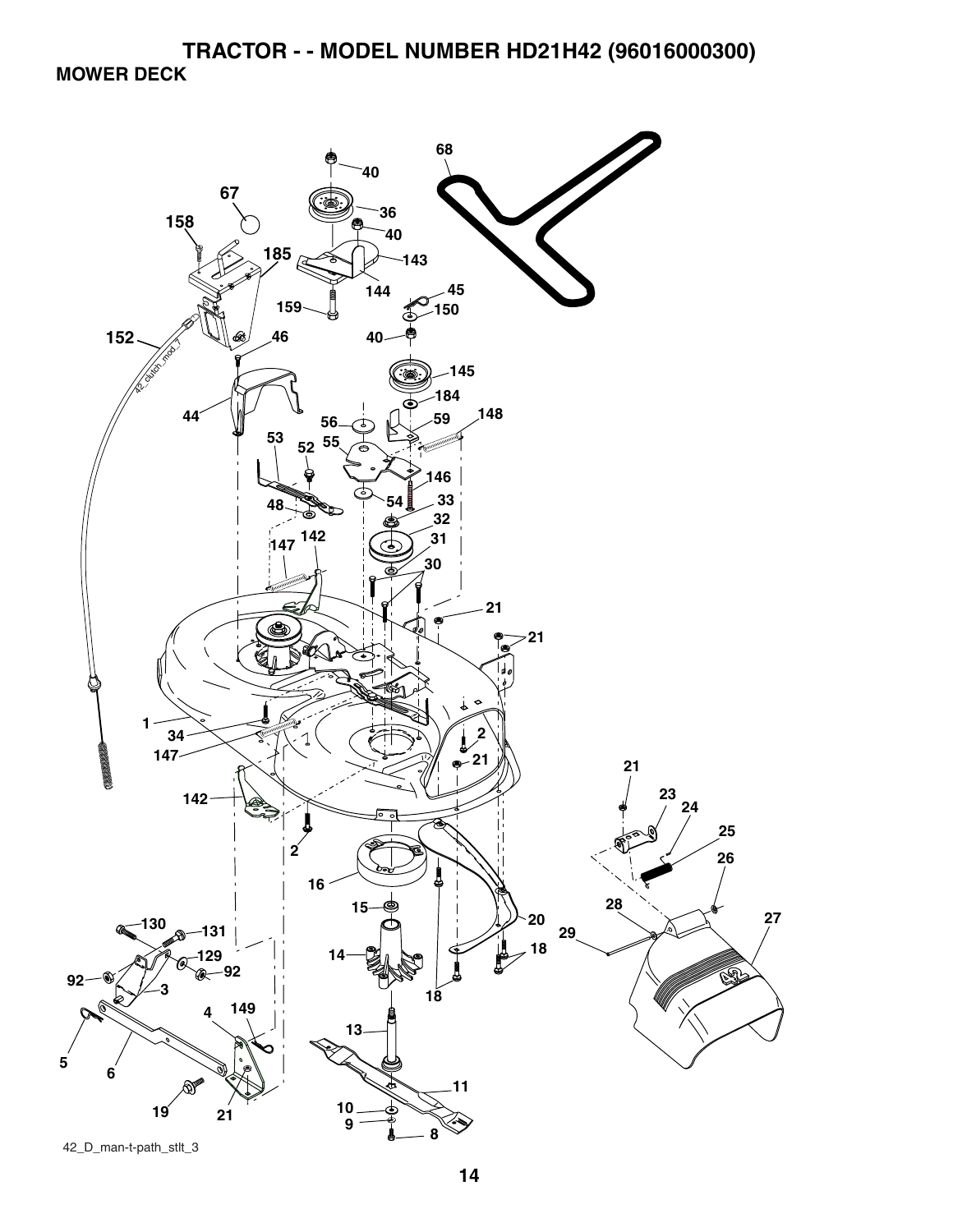# TRACTOR - - MODEL NUMBER HD21H42 (96016000300)

## MOWER DECK

40
36
40
143
144
159
45
150
40
145
184
59
148
67
158
185
152
46
44
56
55
53
52
48
54
146
33
32
31
30
147
142
21
21
1
34
147
142
2
21
2
68
16
15
14
20
18
18
13
11
10
9
8
21
23
24
25
26
27
28
29
130
131
129
92
92
3
5
6
4
149
19
21

42_D_man-t-path_stlt_3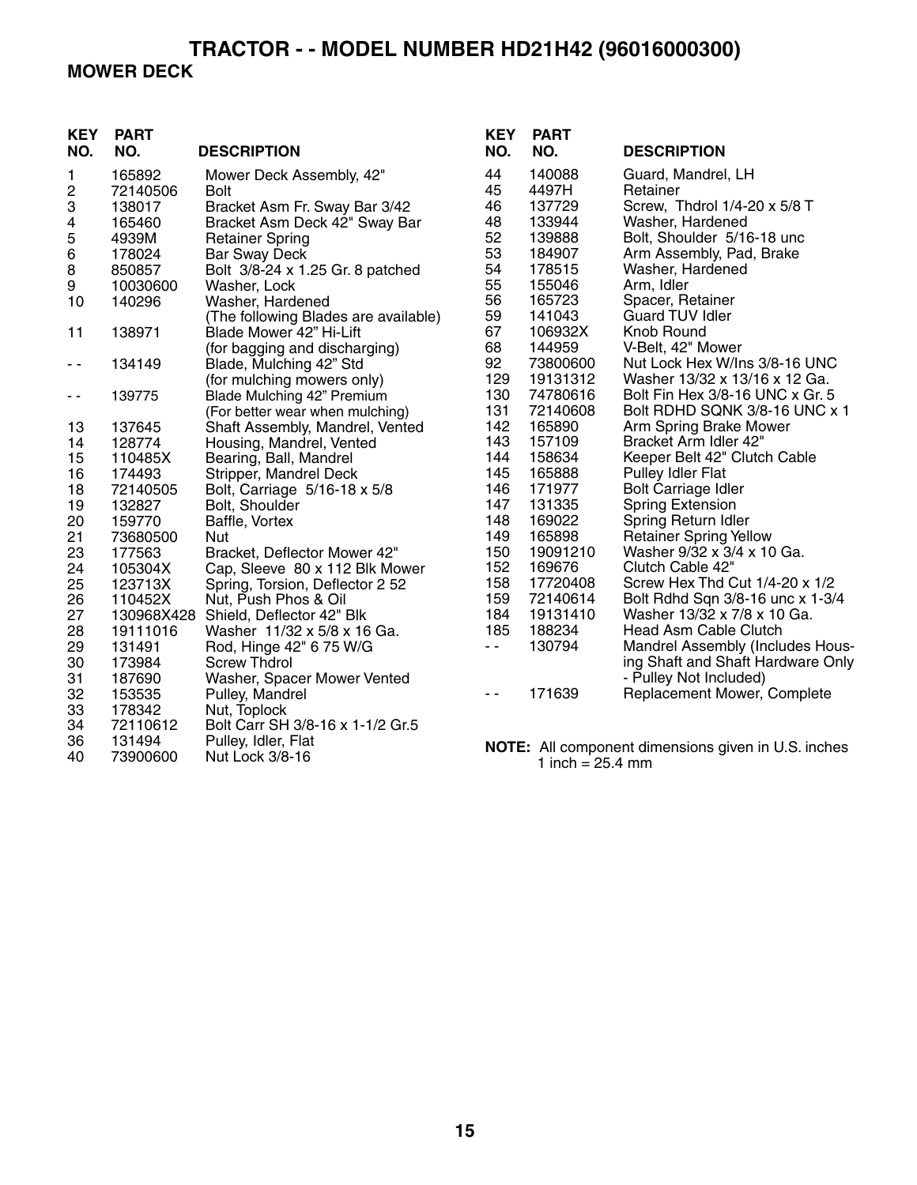# TRACTOR - - MODEL NUMBER HD21H42 (96016000300)

## MOWER DECK

| KEY NO. | PART NO. | DESCRIPTION |
|---|---|---|
| 1 | 165892 | Mower Deck Assembly, 42" |
| 2 | 72140506 | Bolt |
| 3 | 138017 | Bracket Asm Fr. Sway Bar 3/42 |
| 4 | 165460 | Bracket Asm Deck 42" Sway Bar |
| 5 | 4939M | Retainer Spring |
| 6 | 178024 | Bar Sway Deck |
| 8 | 850857 | Bolt 3/8-24 x 1.25 Gr. 8 patched |
| 9 | 10030600 | Washer, Lock |
| 10 | 140296 | Washer, Hardened |
| | | (The following Blades are available) |
| 11 | 138971 | Blade Mower 42" Hi-Lift (for bagging and discharging) |
| - - | 134149 | Blade, Mulching 42" Std (for mulching mowers only) |
| - - | 139775 | Blade Mulching 42" Premium (For better wear when mulching) |
| 13 | 137645 | Shaft Assembly, Mandrel, Vented |
| 14 | 128774 | Housing, Mandrel, Vented |
| 15 | 110485X | Bearing, Ball, Mandrel |
| 16 | 174493 | Stripper, Mandrel Deck |
| 18 | 72140505 | Bolt, Carriage 5/16-18 x 5/8 |
| 19 | 132827 | Bolt, Shoulder |
| 20 | 159770 | Baffle, Vortex |
| 21 | 73680500 | Nut |
| 23 | 177563 | Bracket, Deflector Mower 42" |
| 24 | 105304X | Cap, Sleeve 80 x 112 Blk Mower |
| 25 | 123713X | Spring, Torsion, Deflector 2 52 |
| 26 | 110452X | Nut, Push Phos & Oil |
| 27 | 130968X428 | Shield, Deflector 42" Blk |
| 28 | 19111016 | Washer 11/32 x 5/8 x 16 Ga. |
| 29 | 131491 | Rod, Hinge 42" 6 75 W/G |
| 30 | 173984 | Screw Thdrol |
| 31 | 187690 | Washer, Spacer Mower Vented |
| 32 | 153535 | Pulley, Mandrel |
| 33 | 178342 | Nut, Toplock |
| 34 | 72110612 | Bolt Carr SH 3/8-16 x 1-1/2 Gr.5 |
| 36 | 131494 | Pulley, Idler, Flat |
| 40 | 73900600 | Nut Lock 3/8-16 |
| 44 | 140088 | Guard, Mandrel, LH |
| 45 | 4497H | Retainer |
| 46 | 137729 | Screw, Thdrol 1/4-20 x 5/8 T |
| 48 | 133944 | Washer, Hardened |
| 52 | 139888 | Bolt, Shoulder 5/16-18 unc |
| 53 | 184907 | Arm Assembly, Pad, Brake |
| 54 | 178515 | Washer, Hardened |
| 55 | 155046 | Arm, Idler |
| 56 | 165723 | Spacer, Retainer |
| 59 | 141043 | Guard TUV Idler |
| 67 | 106932X | Knob Round |
| 68 | 144959 | V-Belt, 42" Mower |
| 92 | 73800600 | Nut Lock Hex W/Ins 3/8-16 UNC |
| 129 | 19131312 | Washer 13/32 x 13/16 x 12 Ga. |
| 130 | 74780616 | Bolt Fin Hex 3/8-16 UNC x Gr. 5 |
| 131 | 72140608 | Bolt RDHD SQNK 3/8-16 UNC x 1 |
| 142 | 165890 | Arm Spring Brake Mower |
| 143 | 157109 | Bracket Arm Idler 42" |
| 144 | 158634 | Keeper Belt 42" Clutch Cable |
| 145 | 165888 | Pulley Idler Flat |
| 146 | 171977 | Bolt Carriage Idler |
| 147 | 131335 | Spring Extension |
| 148 | 169022 | Spring Return Idler |
| 149 | 165898 | Retainer Spring Yellow |
| 150 | 19091210 | Washer 9/32 x 3/4 x 10 Ga. |
| 152 | 169676 | Clutch Cable 42" |
| 158 | 17720408 | Screw Hex Thd Cut 1/4-20 x 1/2 |
| 159 | 72140614 | Bolt Rdhd Sqn 3/8-16 unc x 1-3/4 |
| 184 | 19131410 | Washer 13/32 x 7/8 x 10 Ga. |
| 185 | 188234 | Head Asm Cable Clutch |
| - - | 130794 | Mandrel Assembly (Includes Housing Shaft and Shaft Hardware Only - Pulley Not Included) |
| - - | 171639 | Replacement Mower, Complete |

**NOTE:** All component dimensions given in U.S. inches
1 inch = 25.4 mm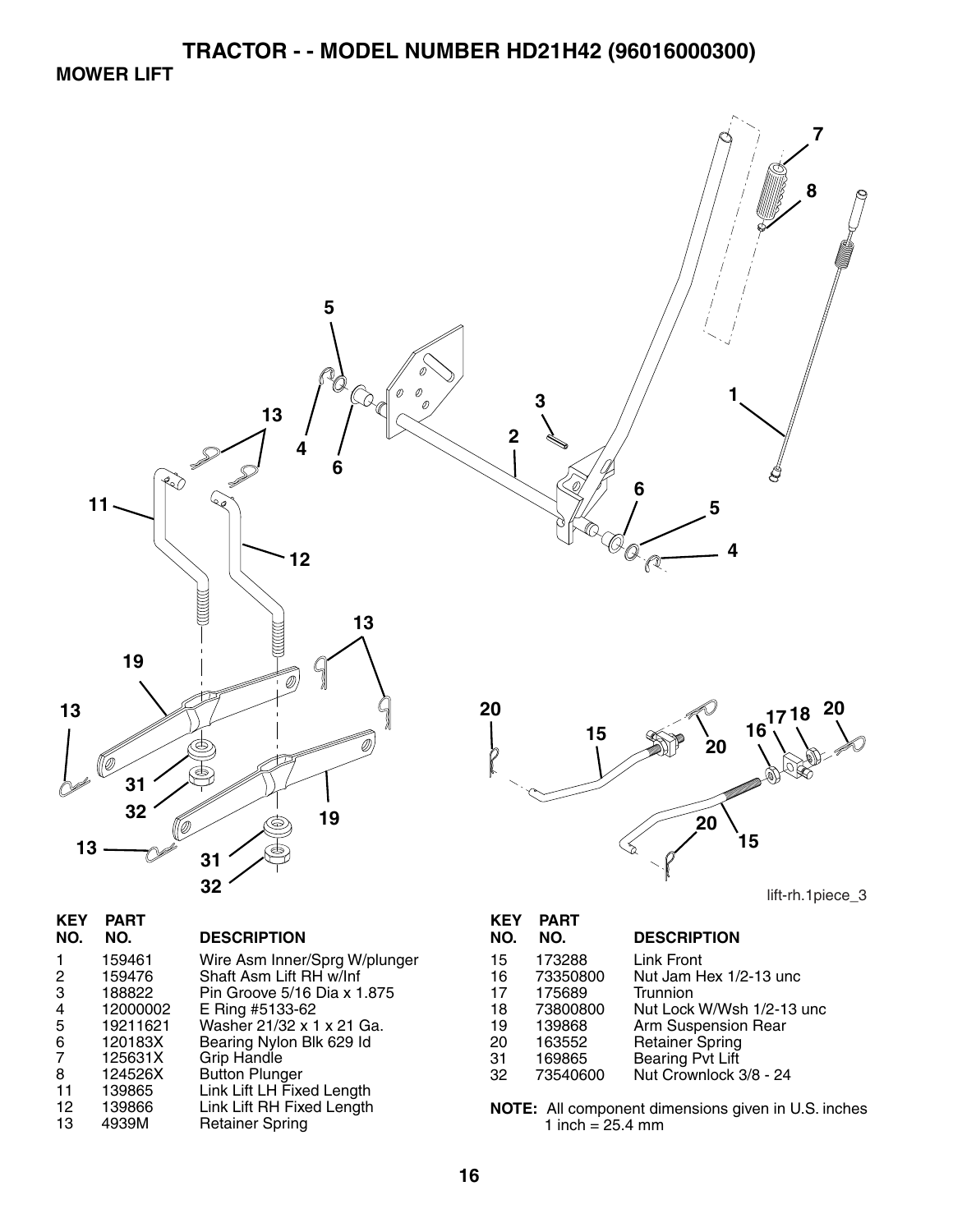# TRACTOR - - MODEL NUMBER HD21H42 (96016000300)

## MOWER LIFT

lift-rh.1piece_3

| KEY NO. | PART NO. | DESCRIPTION |
|---|---|---|
| 1 | 159461 | Wire Asm Inner/Sprg W/plunger |
| 2 | 159476 | Shaft Asm Lift RH w/Inf |
| 3 | 188822 | Pin Groove 5/16 Dia x 1.875 |
| 4 | 12000002 | E Ring #5133-62 |
| 5 | 19211621 | Washer 21/32 x 1 x 21 Ga. |
| 6 | 120183X | Bearing Nylon Blk 629 Id |
| 7 | 125631X | Grip Handle |
| 8 | 124526X | Button Plunger |
| 11 | 139865 | Link Lift LH Fixed Length |
| 12 | 139866 | Link Lift RH Fixed Length |
| 13 | 4939M | Retainer Spring |
| 15 | 173288 | Link Front |
| 16 | 73350800 | Nut Jam Hex 1/2-13 unc |
| 17 | 175689 | Trunnion |
| 18 | 73800800 | Nut Lock W/Wsh 1/2-13 unc |
| 19 | 139868 | Arm Suspension Rear |
| 20 | 163552 | Retainer Spring |
| 31 | 169865 | Bearing Pvt Lift |
| 32 | 73540600 | Nut Crownlock 3/8 - 24 |

**NOTE:** All component dimensions given in U.S. inches
1 inch = 25.4 mm